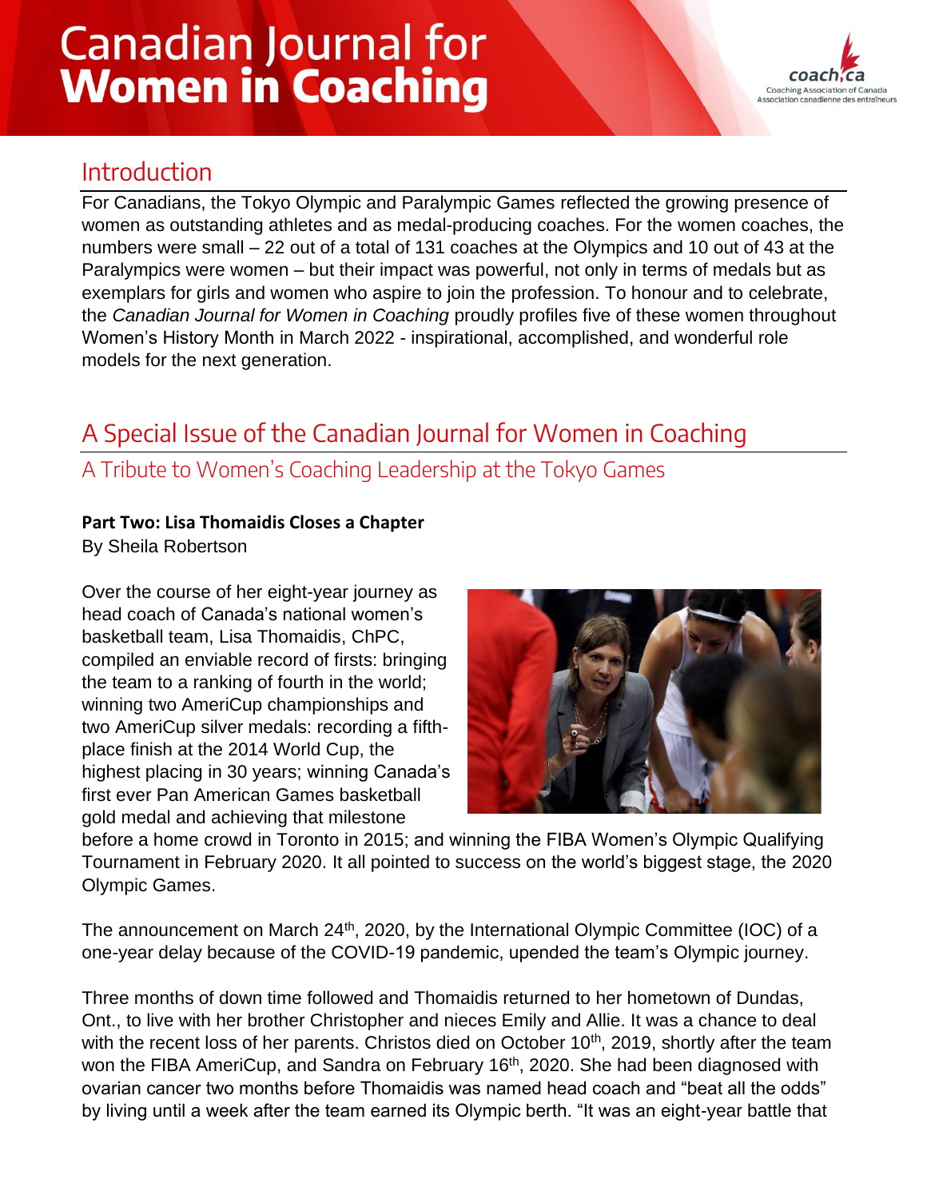# Canadian Journal for **Women in Coaching**

## Introduction

For Canadians, the Tokyo Olympic and Paralympic Games reflected the growing presence of women as outstanding athletes and as medal-producing coaches. For the women coaches, the numbers were small – 22 out of a total of 131 coaches at the Olympics and 10 out of 43 at the Paralympics were women – but their impact was powerful, not only in terms of medals but as exemplars for girls and women who aspire to join the profession. To honour and to celebrate, the *Canadian Journal for Women in Coaching* proudly profiles five of these women throughout Women's History Month in March 2022 - inspirational, accomplished, and wonderful role models for the next generation.

## A Special Issue of the Canadian Journal for Women in Coaching

### A Tribute to Women's Coaching Leadership at the Tokyo Games

**Part Two: Lisa Thomaidis Closes a Chapter**

By Sheila Robertson

Over the course of her eight-year journey as head coach of Canada's national women's basketball team, Lisa Thomaidis, ChPC, compiled an enviable record of firsts: bringing the team to a ranking of fourth in the world; winning two AmeriCup championships and two AmeriCup silver medals: recording a fifth-place finish at the 2014 World Cup, the highest placing in 30 years; winning Canada's first ever Pan American Games basketball gold medal and achieving that milestone before a home crowd in Toronto in 2015; and winning the FIBA Women's Olympic Qualifying Tournament in February 2020. It all pointed to success on the world's biggest stage, the 2020 Olympic Games.

The announcement on March 24th, 2020, by the International Olympic Committee (IOC) of a one-year delay because of the COVID-19 pandemic, upended the team's Olympic journey.

Three months of down time followed and Thomaidis returned to her hometown of Dundas, Ont., to live with her brother Christopher and nieces Emily and Allie. It was a chance to deal with the recent loss of her parents. Christos died on October 10th, 2019, shortly after the team won the FIBA AmeriCup, and Sandra on February 16th, 2020. She had been diagnosed with ovarian cancer two months before Thomaidis was named head coach and "beat all the odds" by living until a week after the team earned its Olympic berth. "It was an eight-year battle that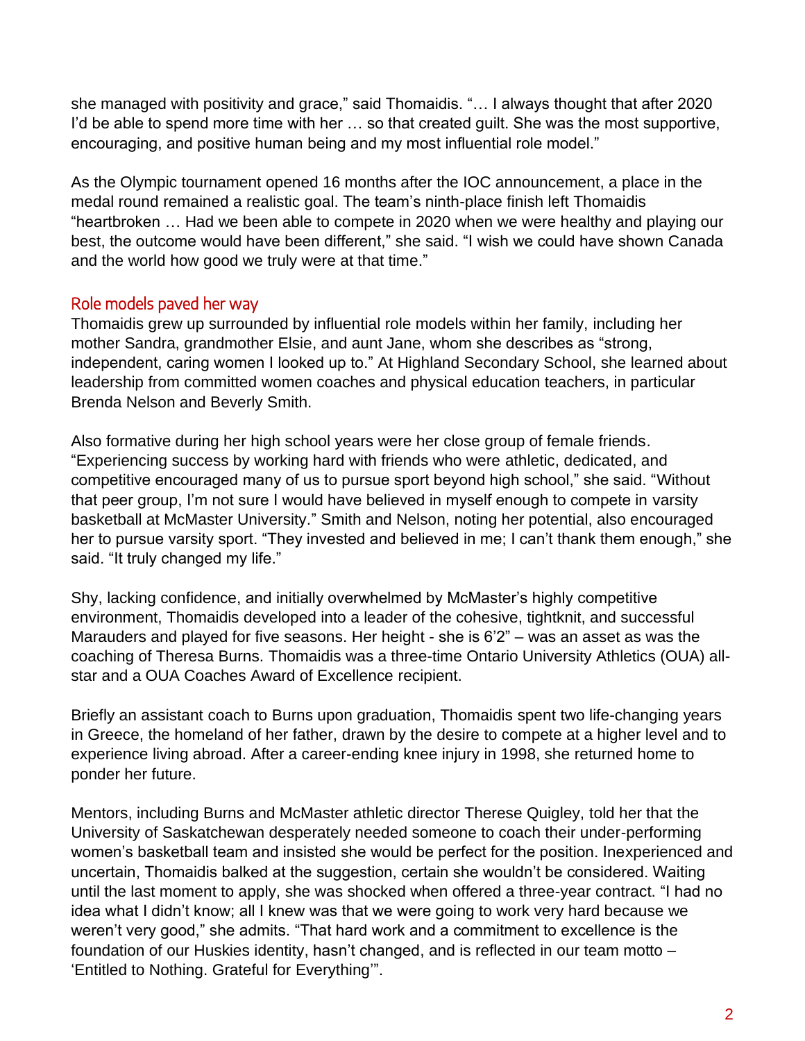she managed with positivity and grace," said Thomaidis. "… I always thought that after 2020 I'd be able to spend more time with her … so that created guilt. She was the most supportive, encouraging, and positive human being and my most influential role model."

As the Olympic tournament opened 16 months after the IOC announcement, a place in the medal round remained a realistic goal. The team's ninth-place finish left Thomaidis "heartbroken … Had we been able to compete in 2020 when we were healthy and playing our best, the outcome would have been different," she said. "I wish we could have shown Canada and the world how good we truly were at that time."

## Role models paved her way

Thomaidis grew up surrounded by influential role models within her family, including her mother Sandra, grandmother Elsie, and aunt Jane, whom she describes as "strong, independent, caring women I looked up to." At Highland Secondary School, she learned about leadership from committed women coaches and physical education teachers, in particular Brenda Nelson and Beverly Smith.

Also formative during her high school years were her close group of female friends. "Experiencing success by working hard with friends who were athletic, dedicated, and competitive encouraged many of us to pursue sport beyond high school," she said. "Without that peer group, I'm not sure I would have believed in myself enough to compete in varsity basketball at McMaster University." Smith and Nelson, noting her potential, also encouraged her to pursue varsity sport. "They invested and believed in me; I can't thank them enough," she said. "It truly changed my life."

Shy, lacking confidence, and initially overwhelmed by McMaster's highly competitive environment, Thomaidis developed into a leader of the cohesive, tightknit, and successful Marauders and played for five seasons. Her height - she is 6'2" – was an asset as was the coaching of Theresa Burns. Thomaidis was a three-time Ontario University Athletics (OUA) all-star and a OUA Coaches Award of Excellence recipient.

Briefly an assistant coach to Burns upon graduation, Thomaidis spent two life-changing years in Greece, the homeland of her father, drawn by the desire to compete at a higher level and to experience living abroad. After a career-ending knee injury in 1998, she returned home to ponder her future.

Mentors, including Burns and McMaster athletic director Therese Quigley, told her that the University of Saskatchewan desperately needed someone to coach their under-performing women's basketball team and insisted she would be perfect for the position. Inexperienced and uncertain, Thomaidis balked at the suggestion, certain she wouldn't be considered. Waiting until the last moment to apply, she was shocked when offered a three-year contract. "I had no idea what I didn't know; all I knew was that we were going to work very hard because we weren't very good," she admits. "That hard work and a commitment to excellence is the foundation of our Huskies identity, hasn't changed, and is reflected in our team motto – 'Entitled to Nothing. Grateful for Everything'".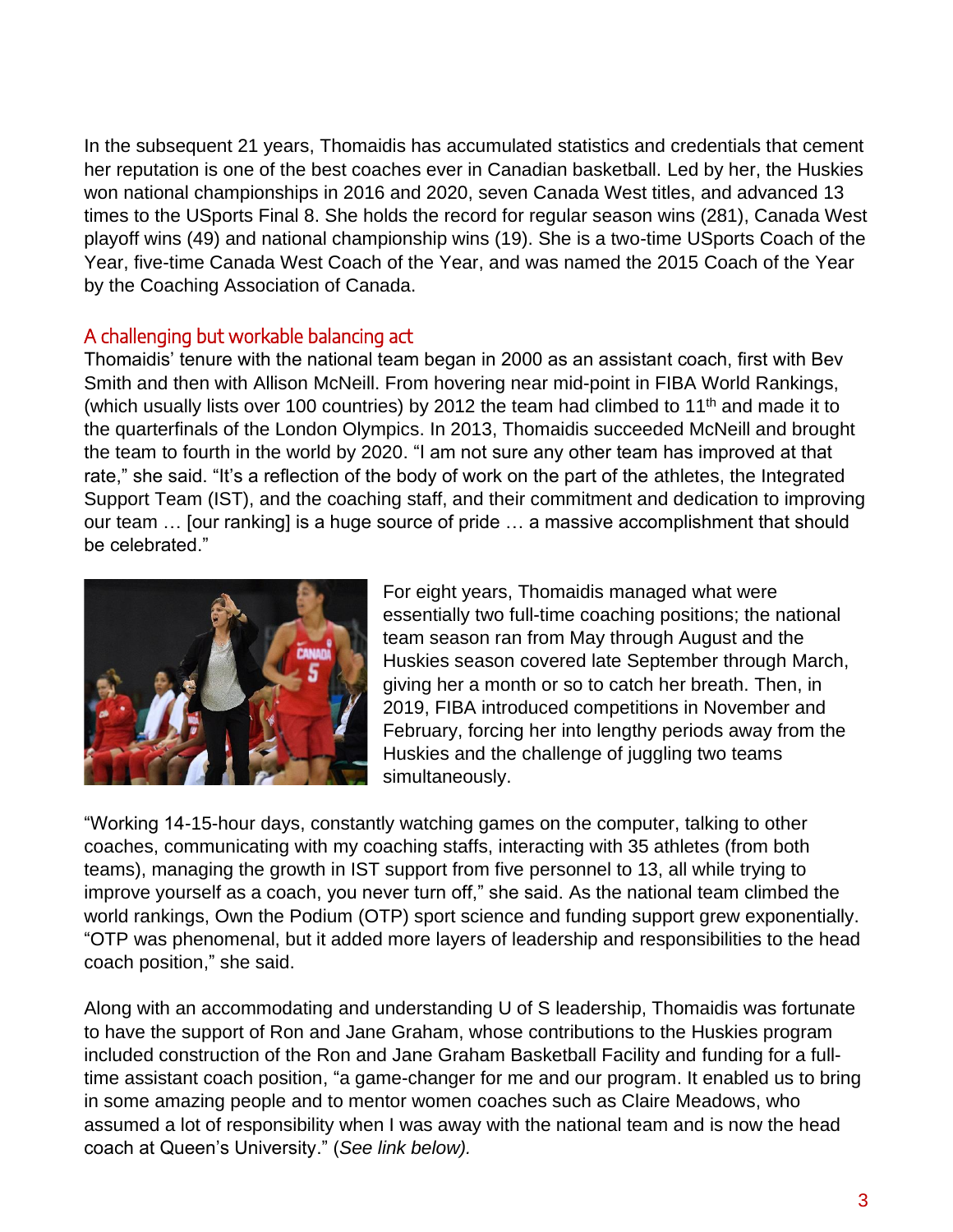In the subsequent 21 years, Thomaidis has accumulated statistics and credentials that cement her reputation is one of the best coaches ever in Canadian basketball. Led by her, the Huskies won national championships in 2016 and 2020, seven Canada West titles, and advanced 13 times to the USports Final 8. She holds the record for regular season wins (281), Canada West playoff wins (49) and national championship wins (19). She is a two-time USports Coach of the Year, five-time Canada West Coach of the Year, and was named the 2015 Coach of the Year by the Coaching Association of Canada.

## A challenging but workable balancing act

Thomaidis' tenure with the national team began in 2000 as an assistant coach, first with Bev Smith and then with Allison McNeill. From hovering near mid-point in FIBA World Rankings, (which usually lists over 100 countries) by 2012 the team had climbed to 11th and made it to the quarterfinals of the London Olympics. In 2013, Thomaidis succeeded McNeill and brought the team to fourth in the world by 2020. "I am not sure any other team has improved at that rate," she said. "It's a reflection of the body of work on the part of the athletes, the Integrated Support Team (IST), and the coaching staff, and their commitment and dedication to improving our team … [our ranking] is a huge source of pride … a massive accomplishment that should be celebrated."

For eight years, Thomaidis managed what were essentially two full-time coaching positions; the national team season ran from May through August and the Huskies season covered late September through March, giving her a month or so to catch her breath. Then, in 2019, FIBA introduced competitions in November and February, forcing her into lengthy periods away from the Huskies and the challenge of juggling two teams simultaneously.

"Working 14-15-hour days, constantly watching games on the computer, talking to other coaches, communicating with my coaching staffs, interacting with 35 athletes (from both teams), managing the growth in IST support from five personnel to 13, all while trying to improve yourself as a coach, you never turn off," she said. As the national team climbed the world rankings, Own the Podium (OTP) sport science and funding support grew exponentially. "OTP was phenomenal, but it added more layers of leadership and responsibilities to the head coach position," she said.

Along with an accommodating and understanding U of S leadership, Thomaidis was fortunate to have the support of Ron and Jane Graham, whose contributions to the Huskies program included construction of the Ron and Jane Graham Basketball Facility and funding for a full-time assistant coach position, "a game-changer for me and our program. It enabled us to bring in some amazing people and to mentor women coaches such as Claire Meadows, who assumed a lot of responsibility when I was away with the national team and is now the head coach at Queen's University." (*See link below).*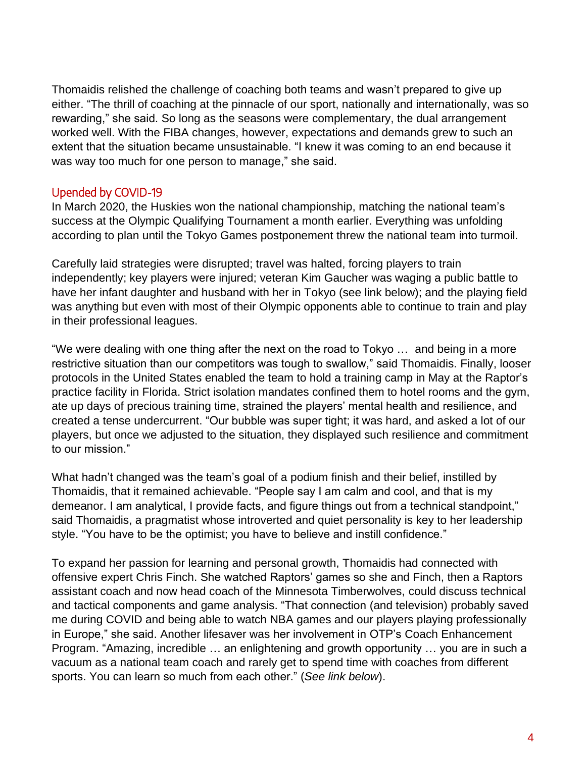Thomaidis relished the challenge of coaching both teams and wasn't prepared to give up either. "The thrill of coaching at the pinnacle of our sport, nationally and internationally, was so rewarding," she said. So long as the seasons were complementary, the dual arrangement worked well. With the FIBA changes, however, expectations and demands grew to such an extent that the situation became unsustainable. "I knew it was coming to an end because it was way too much for one person to manage," she said.

## Upended by COVID-19

In March 2020, the Huskies won the national championship, matching the national team's success at the Olympic Qualifying Tournament a month earlier. Everything was unfolding according to plan until the Tokyo Games postponement threw the national team into turmoil.

Carefully laid strategies were disrupted; travel was halted, forcing players to train independently; key players were injured; veteran Kim Gaucher was waging a public battle to have her infant daughter and husband with her in Tokyo (see link below); and the playing field was anything but even with most of their Olympic opponents able to continue to train and play in their professional leagues.

"We were dealing with one thing after the next on the road to Tokyo … and being in a more restrictive situation than our competitors was tough to swallow," said Thomaidis. Finally, looser protocols in the United States enabled the team to hold a training camp in May at the Raptor's practice facility in Florida. Strict isolation mandates confined them to hotel rooms and the gym, ate up days of precious training time, strained the players' mental health and resilience, and created a tense undercurrent. "Our bubble was super tight; it was hard, and asked a lot of our players, but once we adjusted to the situation, they displayed such resilience and commitment to our mission."

What hadn't changed was the team's goal of a podium finish and their belief, instilled by Thomaidis, that it remained achievable. "People say I am calm and cool, and that is my demeanor. I am analytical, I provide facts, and figure things out from a technical standpoint," said Thomaidis, a pragmatist whose introverted and quiet personality is key to her leadership style. "You have to be the optimist; you have to believe and instill confidence."

To expand her passion for learning and personal growth, Thomaidis had connected with offensive expert Chris Finch. She watched Raptors' games so she and Finch, then a Raptors assistant coach and now head coach of the Minnesota Timberwolves, could discuss technical and tactical components and game analysis. "That connection (and television) probably saved me during COVID and being able to watch NBA games and our players playing professionally in Europe," she said. Another lifesaver was her involvement in OTP's Coach Enhancement Program. "Amazing, incredible … an enlightening and growth opportunity … you are in such a vacuum as a national team coach and rarely get to spend time with coaches from different sports. You can learn so much from each other." (*See link below*).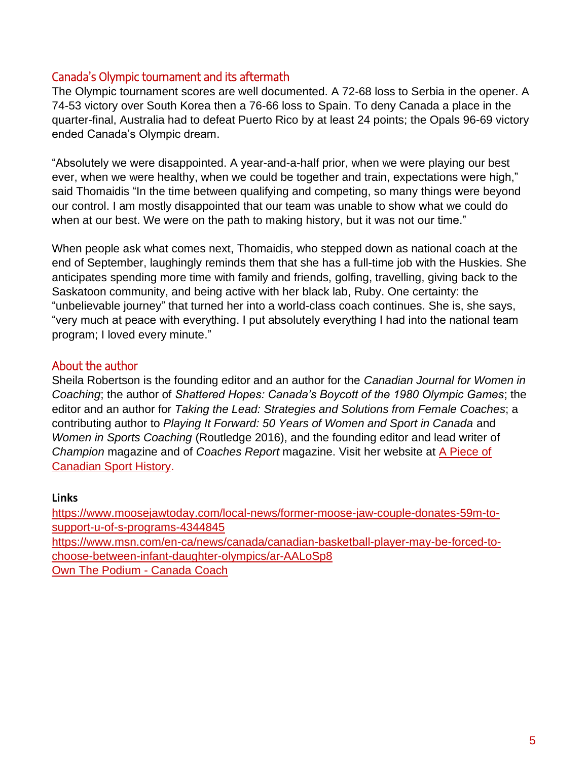## Canada's Olympic tournament and its aftermath

The Olympic tournament scores are well documented. A 72-68 loss to Serbia in the opener. A 74-53 victory over South Korea then a 76-66 loss to Spain. To deny Canada a place in the quarter-final, Australia had to defeat Puerto Rico by at least 24 points; the Opals 96-69 victory ended Canada's Olympic dream.

"Absolutely we were disappointed. A year-and-a-half prior, when we were playing our best ever, when we were healthy, when we could be together and train, expectations were high," said Thomaidis "In the time between qualifying and competing, so many things were beyond our control. I am mostly disappointed that our team was unable to show what we could do when at our best. We were on the path to making history, but it was not our time."

When people ask what comes next, Thomaidis, who stepped down as national coach at the end of September, laughingly reminds them that she has a full-time job with the Huskies. She anticipates spending more time with family and friends, golfing, travelling, giving back to the Saskatoon community, and being active with her black lab, Ruby. One certainty: the "unbelievable journey" that turned her into a world-class coach continues. She is, she says, "very much at peace with everything. I put absolutely everything I had into the national team program; I loved every minute."

## About the author

Sheila Robertson is the founding editor and an author for the *Canadian Journal for Women in Coaching*; the author of *Shattered Hopes: Canada's Boycott of the 1980 Olympic Games*; the editor and an author for *Taking the Lead: Strategies and Solutions from Female Coaches*; a contributing author to *Playing It Forward: 50 Years of Women and Sport in Canada* and *Women in Sports Coaching* (Routledge 2016), and the founding editor and lead writer of *Champion* magazine and of *Coaches Report* magazine. Visit her website at A Piece of Canadian Sport History.

**Links**

https://www.moosejawtoday.com/local-news/former-moose-jaw-couple-donates-59m-to-support-u-of-s-programs-4344845
https://www.msn.com/en-ca/news/canada/canadian-basketball-player-may-be-forced-to-choose-between-infant-daughter-olympics/ar-AALoSp8
Own The Podium - Canada Coach